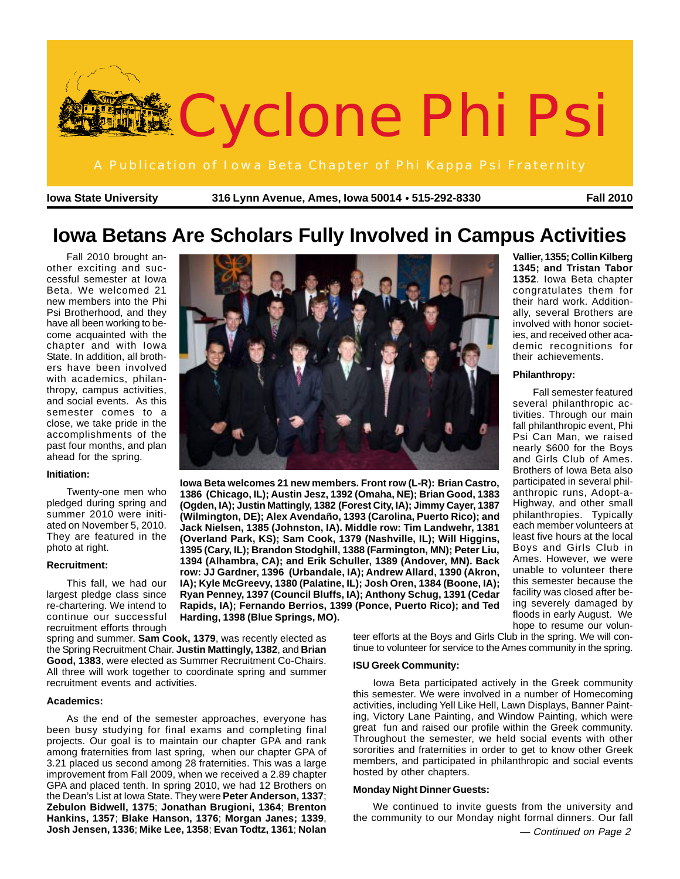# Cyclone Phi Psi

A Publication of Iowa Beta Chapter of Phi Kappa Psi Fraternity

**Iowa State University** | **316 Lynn Avenue, Ames, Iowa 50014 • 515-292-8330** | **Fall 2010**

## Iowa Betans Are Scholars Fully Involved in Campus Activities

Fall 2010 brought another exciting and successful semester at Iowa Beta. We welcomed 21 new members into the Phi Psi Brotherhood, and they have all been working to become acquainted with the chapter and with Iowa State. In addition, all brothers have been involved with academics, philanthropy, campus activities, and social events. As this semester comes to a close, we take pride in the accomplishments of the past four months, and plan ahead for the spring.

**Iowa Beta welcomes 21 new members. Front row (L-R): Brian Castro, 1386 (Chicago, IL); Austin Jesz, 1392 (Omaha, NE); Brian Good, 1383 (Ogden, IA); Justin Mattingly, 1382 (Forest City, IA); Jimmy Cayer, 1387 (Wilmington, DE); Alex Avendaño, 1393 (Carolina, Puerto Rico); and Jack Nielsen, 1385 (Johnston, IA). Middle row: Tim Landwehr, 1381 (Overland Park, KS); Sam Cook, 1379 (Nashville, IL); Will Higgins, 1395 (Cary, IL); Brandon Stodghill, 1388 (Farmington, MN); Peter Liu, 1394 (Alhambra, CA); and Erik Schuller, 1389 (Andover, MN). Back row: JJ Gardner, 1396 (Urbandale, IA); Andrew Allard, 1390 (Akron, IA); Kyle McGreevy, 1380 (Palatine, IL); Josh Oren, 1384 (Boone, IA); Ryan Penney, 1397 (Council Bluffs, IA); Anthony Schug, 1391 (Cedar Rapids, IA); Fernando Berrios, 1399 (Ponce, Puerto Rico); and Ted Harding, 1398 (Blue Springs, MO).**

#### Initiation:

Twenty-one men who pledged during spring and summer 2010 were initiated on November 5, 2010. They are featured in the photo at right.

#### Recruitment:

This fall, we had our largest pledge class since re-chartering. We intend to continue our successful recruitment efforts through spring and summer. **Sam Cook, 1379**, was recently elected as the Spring Recruitment Chair. **Justin Mattingly, 1382**, and **Brian Good, 1383**, were elected as Summer Recruitment Co-Chairs. All three will work together to coordinate spring and summer recruitment events and activities.

#### Academics:

As the end of the semester approaches, everyone has been busy studying for final exams and completing final projects. Our goal is to maintain our chapter GPA and rank among fraternities from last spring, when our chapter GPA of 3.21 placed us second among 28 fraternities. This was a large improvement from Fall 2009, when we received a 2.89 chapter GPA and placed tenth. In spring 2010, we had 12 Brothers on the Dean's List at Iowa State. They were **Peter Anderson, 1337**; **Zebulon Bidwell, 1375**; **Jonathan Brugioni, 1364**; **Brenton Hankins, 1357**; **Blake Hanson, 1376**; **Morgan Janes; 1339**, **Josh Jensen, 1336**; **Mike Lee, 1358**; **Evan Todtz, 1361**; **Nolan Vallier, 1355; Collin Kilberg 1345; and Tristan Tabor 1352**. Iowa Beta chapter congratulates them for their hard work. Additionally, several Brothers are involved with honor societies, and received other academic recognitions for their achievements.

#### Philanthropy:

Fall semester featured several philanthropic activities. Through our main fall philanthropic event, Phi Psi Can Man, we raised nearly $600 for the Boys and Girls Club of Ames. Brothers of Iowa Beta also participated in several philanthropic runs, Adopt-a-Highway, and other small philanthropies. Typically each member volunteers at least five hours at the local Boys and Girls Club in Ames. However, we were unable to volunteer there this semester because the facility was closed after being severely damaged by floods in early August. We hope to resume our volunteer efforts at the Boys and Girls Club in the spring. We will continue to volunteer for service to the Ames community in the spring.

#### ISU Greek Community:

Iowa Beta participated actively in the Greek community this semester. We were involved in a number of Homecoming activities, including Yell Like Hell, Lawn Displays, Banner Painting, Victory Lane Painting, and Window Painting, which were great fun and raised our profile within the Greek community. Throughout the semester, we held social events with other sororities and fraternities in order to get to know other Greek members, and participated in philanthropic and social events hosted by other chapters.

#### Monday Night Dinner Guests:

We continued to invite guests from the university and the community to our Monday night formal dinners. Our fall

*— Continued on Page 2*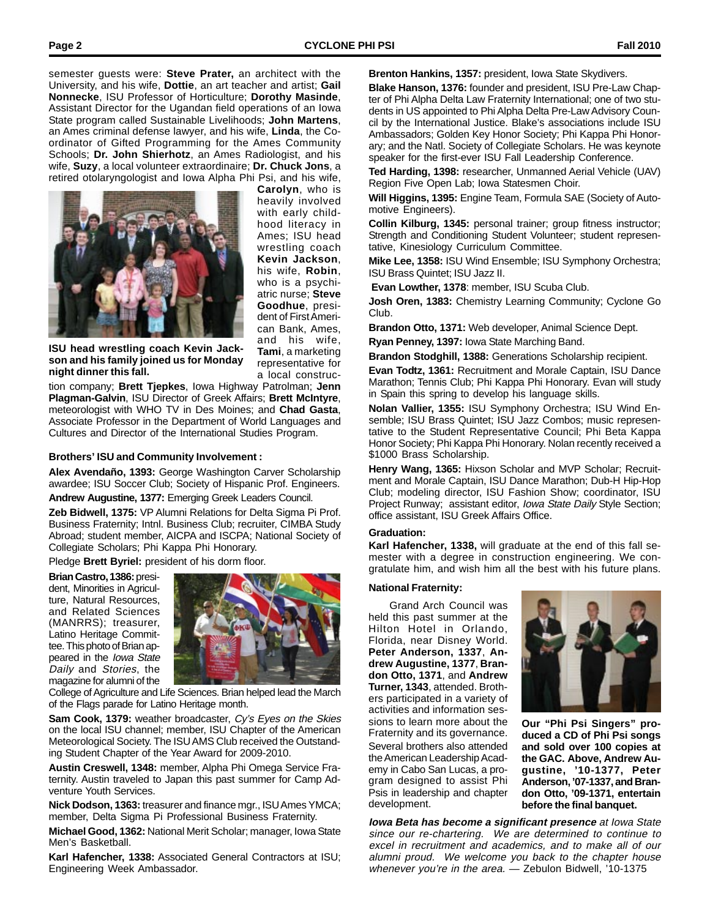semester guests were: **Steve Prater,** an architect with the University, and his wife, **Dottie**, an art teacher and artist; **Gail Nonnecke**, ISU Professor of Horticulture; **Dorothy Masinde**, Assistant Director for the Ugandan field operations of an Iowa State program called Sustainable Livelihoods; **John Martens**, an Ames criminal defense lawyer, and his wife, **Linda**, the Co-ordinator of Gifted Programming for the Ames Community Schools; **Dr. John Shierhotz**, an Ames Radiologist, and his wife, **Suzy**, a local volunteer extraordinaire; **Dr. Chuck Jons**, a retired otolaryngologist and Iowa Alpha Phi Psi, and his wife, **Carolyn**, who is heavily involved with early childhood literacy in Ames; ISU head wrestling coach **Kevin Jackson**, his wife, **Robin**, who is a psychiatric nurse; **Steve Goodhue**, president of First American Bank, Ames, and his wife, **Tami**, a marketing representative for a local construction company; **Brett Tjepkes**, Iowa Highway Patrolman; **Jenn Plagman-Galvin**, ISU Director of Greek Affairs; **Brett McIntyre**, meteorologist with WHO TV in Des Moines; and **Chad Gasta**, Associate Professor in the Department of World Languages and Cultures and Director of the International Studies Program.

**ISU head wrestling coach Kevin Jackson and his family joined us for Monday night dinner this fall.**

#### Brothers' ISU and Community Involvement :

**Alex Avendaño, 1393:** George Washington Carver Scholarship awardee; ISU Soccer Club; Society of Hispanic Prof. Engineers.

**Andrew Augustine, 1377:** Emerging Greek Leaders Council.

**Zeb Bidwell, 1375:** VP Alumni Relations for Delta Sigma Pi Prof. Business Fraternity; Intnl. Business Club; recruiter, CIMBA Study Abroad; student member, AICPA and ISCPA; National Society of Collegiate Scholars; Phi Kappa Phi Honorary.

Pledge **Brett Byriel:** president of his dorm floor.

**Brian Castro, 1386:** president, Minorities in Agriculture, Natural Resources, and Related Sciences (MANRRS); treasurer, Latino Heritage Committee. This photo of Brian appeared in the *Iowa State Daily* and *Stories*, the magazine for alumni of the College of Agriculture and Life Sciences. Brian helped lead the March of the Flags parade for Latino Heritage month.

**Sam Cook, 1379:** weather broadcaster, *Cy's Eyes on the Skies* on the local ISU channel; member, ISU Chapter of the American Meteorological Society. The ISU AMS Club received the Outstanding Student Chapter of the Year Award for 2009-2010.

**Austin Creswell, 1348:** member, Alpha Phi Omega Service Fraternity. Austin traveled to Japan this past summer for Camp Adventure Youth Services.

**Nick Dodson, 1363:** treasurer and finance mgr., ISU Ames YMCA; member, Delta Sigma Pi Professional Business Fraternity.

**Michael Good, 1362:** National Merit Scholar; manager, Iowa State Men's Basketball.

**Karl Hafencher, 1338:** Associated General Contractors at ISU; Engineering Week Ambassador.

**Brenton Hankins, 1357:** president, Iowa State Skydivers.

**Blake Hanson, 1376:** founder and president, ISU Pre-Law Chapter of Phi Alpha Delta Law Fraternity International; one of two students in US appointed to Phi Alpha Delta Pre-Law Advisory Council by the International Justice. Blake's associations include ISU Ambassadors; Golden Key Honor Society; Phi Kappa Phi Honorary; and the Natl. Society of Collegiate Scholars. He was keynote speaker for the first-ever ISU Fall Leadership Conference.

**Ted Harding, 1398:** researcher, Unmanned Aerial Vehicle (UAV) Region Five Open Lab; Iowa Statesmen Choir.

**Will Higgins, 1395:** Engine Team, Formula SAE (Society of Automotive Engineers).

**Collin Kilburg, 1345:** personal trainer; group fitness instructor; Strength and Conditioning Student Volunteer; student representative, Kinesiology Curriculum Committee.

**Mike Lee, 1358:** ISU Wind Ensemble; ISU Symphony Orchestra; ISU Brass Quintet; ISU Jazz II.

**Evan Lowther, 1378**: member, ISU Scuba Club.

**Josh Oren, 1383:** Chemistry Learning Community; Cyclone Go Club.

**Brandon Otto, 1371:** Web developer, Animal Science Dept.

**Ryan Penney, 1397:** Iowa State Marching Band.

**Brandon Stodghill, 1388:** Generations Scholarship recipient.

**Evan Todtz, 1361:** Recruitment and Morale Captain, ISU Dance Marathon; Tennis Club; Phi Kappa Phi Honorary. Evan will study in Spain this spring to develop his language skills.

**Nolan Vallier, 1355:** ISU Symphony Orchestra; ISU Wind Ensemble; ISU Brass Quintet; ISU Jazz Combos; music representative to the Student Representative Council; Phi Beta Kappa Honor Society; Phi Kappa Phi Honorary. Nolan recently received a $1000 Brass Scholarship.

**Henry Wang, 1365:** Hixson Scholar and MVP Scholar; Recruitment and Morale Captain, ISU Dance Marathon; Dub-H Hip-Hop Club; modeling director, ISU Fashion Show; coordinator, ISU Project Runway; assistant editor, *Iowa State Daily* Style Section; office assistant, ISU Greek Affairs Office.

#### Graduation:

**Karl Hafencher, 1338,** will graduate at the end of this fall semester with a degree in construction engineering. We congratulate him, and wish him all the best with his future plans.

#### National Fraternity:

Grand Arch Council was held this past summer at the Hilton Hotel in Orlando, Florida, near Disney World. **Peter Anderson, 1337**, **Andrew Augustine, 1377**, **Brandon Otto, 1371**, and **Andrew Turner, 1343**, attended. Brothers participated in a variety of activities and information sessions to learn more about the Fraternity and its governance. Several brothers also attended the American Leadership Academy in Cabo San Lucas, a program designed to assist Phi Psis in leadership and chapter development.

**Our "Phi Psi Singers" produced a CD of Phi Psi songs and sold over 100 copies at the GAC. Above, Andrew Augustine, '10-1377, Peter Anderson, '07-1337, and Brandon Otto, '09-1371, entertain before the final banquet.**

***Iowa Beta has become a significant presence*** *at Iowa State since our re-chartering. We are determined to continue to excel in recruitment and academics, and to make all of our alumni proud. We welcome you back to the chapter house whenever you're in the area.* — Zebulon Bidwell, '10-1375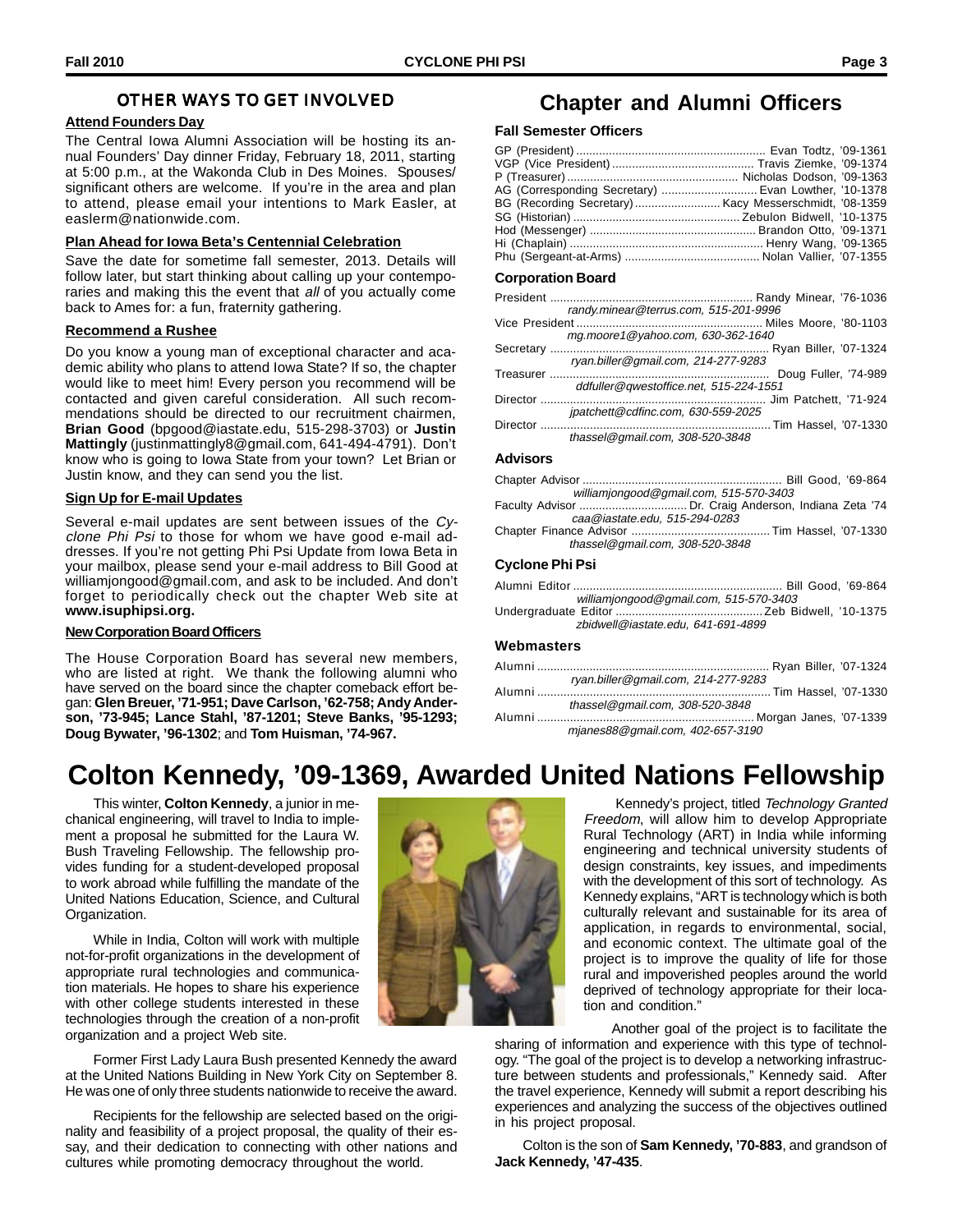## OTHER WAYS TO GET INVOLVED

**Attend Founders Day**

The Central Iowa Alumni Association will be hosting its annual Founders' Day dinner Friday, February 18, 2011, starting at 5:00 p.m., at the Wakonda Club in Des Moines. Spouses/significant others are welcome. If you're in the area and plan to attend, please email your intentions to Mark Easler, at easlerm@nationwide.com.

**Plan Ahead for Iowa Beta's Centennial Celebration**

Save the date for sometime fall semester, 2013. Details will follow later, but start thinking about calling up your contemporaries and making this the event that *all* of you actually come back to Ames for: a fun, fraternity gathering.

**Recommend a Rushee**

Do you know a young man of exceptional character and academic ability who plans to attend Iowa State? If so, the chapter would like to meet him! Every person you recommend will be contacted and given careful consideration. All such recommendations should be directed to our recruitment chairmen, **Brian Good** (bpgood@iastate.edu, 515-298-3703) or **Justin Mattingly** (justinmattingly8@gmail.com, 641-494-4791). Don't know who is going to Iowa State from your town? Let Brian or Justin know, and they can send you the list.

**Sign Up for E-mail Updates**

Several e-mail updates are sent between issues of the *Cyclone Phi Psi* to those for whom we have good e-mail addresses. If you're not getting Phi Psi Update from Iowa Beta in your mailbox, please send your e-mail address to Bill Good at williamjongood@gmail.com, and ask to be included. And don't forget to periodically check out the chapter Web site at **www.isuphipsi.org.**

**New Corporation Board Officers**

The House Corporation Board has several new members, who are listed at right. We thank the following alumni who have served on the board since the chapter comeback effort began: **Glen Breuer, '71-951; Dave Carlson, '62-758; Andy Anderson, '73-945; Lance Stahl, '87-1201; Steve Banks, '95-1293; Doug Bywater, '96-1302**; and **Tom Huisman, '74-967.**

# Chapter and Alumni Officers

### Fall Semester Officers

GP (President) ........ Evan Todtz, '09-1361
VGP (Vice President) ........ Travis Ziemke, '09-1374
P (Treasurer) ........ Nicholas Dodson, '09-1363
AG (Corresponding Secretary) ........ Evan Lowther, '10-1378
BG (Recording Secretary) ........ Kacy Messerschmidt, '08-1359
SG (Historian) ........ Zebulon Bidwell, '10-1375
Hod (Messenger) ........ Brandon Otto, '09-1371
Hi (Chaplain) ........ Henry Wang, '09-1365
Phu (Sergeant-at-Arms) ........ Nolan Vallier, '07-1355

### Corporation Board

President ........ Randy Minear, '76-1036
*randy.minear@terrus.com, 515-201-9996*
Vice President ........ Miles Moore, '80-1103
*mg.moore1@yahoo.com, 630-362-1640*
Secretary ........ Ryan Biller, '07-1324
*ryan.biller@gmail.com, 214-277-9283*
Treasurer ........ Doug Fuller, '74-989
*ddfuller@qwestoffice.net, 515-224-1551*
Director ........ Jim Patchett, '71-924
*jpatchett@cdfinc.com, 630-559-2025*
Director ........ Tim Hassel, '07-1330
*thassel@gmail.com, 308-520-3848*

### Advisors

Chapter Advisor ........ Bill Good, '69-864
*williamjongood@gmail.com, 515-570-3403*
Faculty Advisor ........ Dr. Craig Anderson, Indiana Zeta '74
*caa@iastate.edu, 515-294-0283*
Chapter Finance Advisor ........ Tim Hassel, '07-1330
*thassel@gmail.com, 308-520-3848*

### Cyclone Phi Psi

Alumni Editor ........ Bill Good, '69-864
*williamjongood@gmail.com, 515-570-3403*
Undergraduate Editor ........ Zeb Bidwell, '10-1375
*zbidwell@iastate.edu, 641-691-4899*

### Webmasters

Alumni ........ Ryan Biller, '07-1324
*ryan.biller@gmail.com, 214-277-9283*
Alumni ........ Tim Hassel, '07-1330
*thassel@gmail.com, 308-520-3848*
Alumni ........ Morgan Janes, '07-1339
*mjanes88@gmail.com, 402-657-3190*

# Colton Kennedy, '09-1369, Awarded United Nations Fellowship

This winter, **Colton Kennedy**, a junior in mechanical engineering, will travel to India to implement a proposal he submitted for the Laura W. Bush Traveling Fellowship. The fellowship provides funding for a student-developed proposal to work abroad while fulfilling the mandate of the United Nations Education, Science, and Cultural Organization.

While in India, Colton will work with multiple not-for-profit organizations in the development of appropriate rural technologies and communication materials. He hopes to share his experience with other college students interested in these technologies through the creation of a non-profit organization and a project Web site.

Former First Lady Laura Bush presented Kennedy the award at the United Nations Building in New York City on September 8. He was one of only three students nationwide to receive the award.

Recipients for the fellowship are selected based on the originality and feasibility of a project proposal, the quality of their essay, and their dedication to connecting with other nations and cultures while promoting democracy throughout the world.

Kennedy's project, titled *Technology Granted Freedom*, will allow him to develop Appropriate Rural Technology (ART) in India while informing engineering and technical university students of design constraints, key issues, and impediments with the development of this sort of technology. As Kennedy explains, "ART is technology which is both culturally relevant and sustainable for its area of application, in regards to environmental, social, and economic context. The ultimate goal of the project is to improve the quality of life for those rural and impoverished peoples around the world deprived of technology appropriate for their location and condition."

Another goal of the project is to facilitate the sharing of information and experience with this type of technology. "The goal of the project is to develop a networking infrastructure between students and professionals," Kennedy said. After the travel experience, Kennedy will submit a report describing his experiences and analyzing the success of the objectives outlined in his project proposal.

Colton is the son of **Sam Kennedy, '70-883**, and grandson of **Jack Kennedy, '47-435**.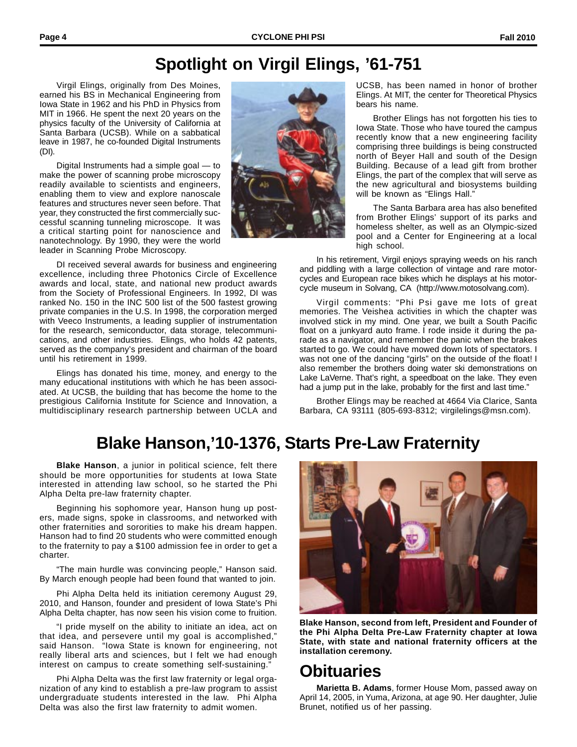## Spotlight on Virgil Elings, '61-751

Virgil Elings, originally from Des Moines, earned his BS in Mechanical Engineering from Iowa State in 1962 and his PhD in Physics from MIT in 1966. He spent the next 20 years on the physics faculty of the University of California at Santa Barbara (UCSB). While on a sabbatical leave in 1987, he co-founded Digital Instruments (DI).

Digital Instruments had a simple goal — to make the power of scanning probe microscopy readily available to scientists and engineers, enabling them to view and explore nanoscale features and structures never seen before. That year, they constructed the first commercially successful scanning tunneling microscope. It was a critical starting point for nanoscience and nanotechnology. By 1990, they were the world leader in Scanning Probe Microscopy.

DI received several awards for business and engineering excellence, including three Photonics Circle of Excellence awards and local, state, and national new product awards from the Society of Professional Engineers. In 1992, DI was ranked No. 150 in the INC 500 list of the 500 fastest growing private companies in the U.S. In 1998, the corporation merged with Veeco Instruments, a leading supplier of instrumentation for the research, semiconductor, data storage, telecommunications, and other industries. Elings, who holds 42 patents, served as the company's president and chairman of the board until his retirement in 1999.

Elings has donated his time, money, and energy to the many educational institutions with which he has been associated. At UCSB, the building that has become the home to the prestigious California Institute for Science and Innovation, a multidisciplinary research partnership between UCLA and UCSB, has been named in honor of brother Elings. At MIT, the center for Theoretical Physics bears his name.

Brother Elings has not forgotten his ties to Iowa State. Those who have toured the campus recently know that a new engineering facility comprising three buildings is being constructed north of Beyer Hall and south of the Design Building. Because of a lead gift from brother Elings, the part of the complex that will serve as the new agricultural and biosystems building will be known as "Elings Hall."

The Santa Barbara area has also benefited from Brother Elings' support of its parks and homeless shelter, as well as an Olympic-sized pool and a Center for Engineering at a local high school.

In his retirement, Virgil enjoys spraying weeds on his ranch and piddling with a large collection of vintage and rare motorcycles and European race bikes which he displays at his motorcycle museum in Solvang, CA (http://www.motosolvang.com).

Virgil comments: "Phi Psi gave me lots of great memories. The Veishea activities in which the chapter was involved stick in my mind. One year, we built a South Pacific float on a junkyard auto frame. I rode inside it during the parade as a navigator, and remember the panic when the brakes started to go. We could have mowed down lots of spectators. I was not one of the dancing "girls" on the outside of the float! I also remember the brothers doing water ski demonstrations on Lake LaVerne. That's right, a speedboat on the lake. They even had a jump put in the lake, probably for the first and last time."

Brother Elings may be reached at 4664 Via Clarice, Santa Barbara, CA 93111 (805-693-8312; virgilelings@msn.com).

## Blake Hanson,'10-1376, Starts Pre-Law Fraternity

**Blake Hanson**, a junior in political science, felt there should be more opportunities for students at Iowa State interested in attending law school, so he started the Phi Alpha Delta pre-law fraternity chapter.

Beginning his sophomore year, Hanson hung up posters, made signs, spoke in classrooms, and networked with other fraternities and sororities to make his dream happen. Hanson had to find 20 students who were committed enough to the fraternity to pay a $100 admission fee in order to get a charter.

"The main hurdle was convincing people," Hanson said. By March enough people had been found that wanted to join.

Phi Alpha Delta held its initiation ceremony August 29, 2010, and Hanson, founder and president of Iowa State's Phi Alpha Delta chapter, has now seen his vision come to fruition.

"I pride myself on the ability to initiate an idea, act on that idea, and persevere until my goal is accomplished," said Hanson. "Iowa State is known for engineering, not really liberal arts and sciences, but I felt we had enough interest on campus to create something self-sustaining."

Phi Alpha Delta was the first law fraternity or legal organization of any kind to establish a pre-law program to assist undergraduate students interested in the law. Phi Alpha Delta was also the first law fraternity to admit women.

**Blake Hanson, second from left, President and Founder of the Phi Alpha Delta Pre-Law Fraternity chapter at Iowa State, with state and national fraternity officers at the installation ceremony.**

# Obituaries

**Marietta B. Adams**, former House Mom, passed away on April 14, 2005, in Yuma, Arizona, at age 90. Her daughter, Julie Brunet, notified us of her passing.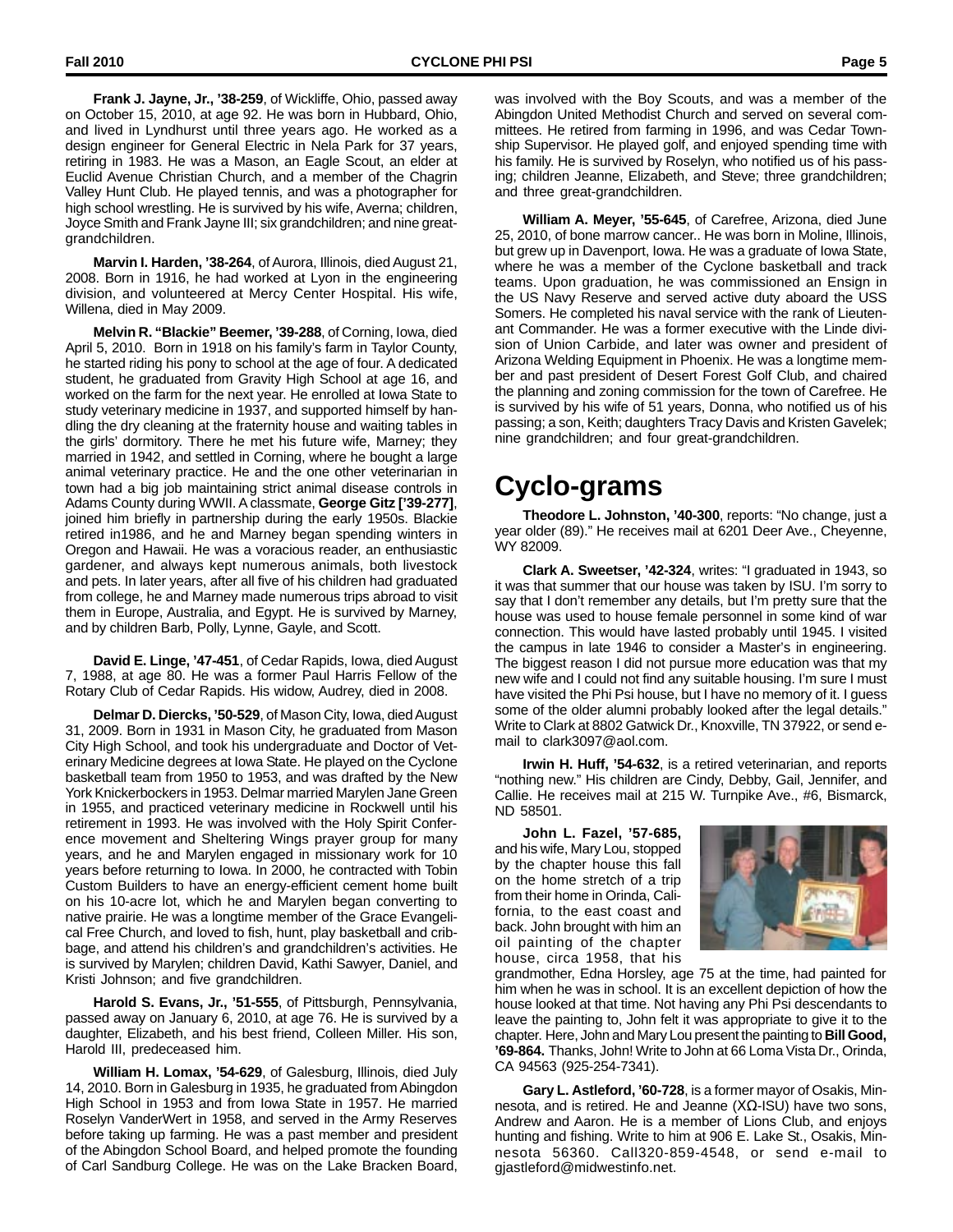**Frank J. Jayne, Jr., '38-259**, of Wickliffe, Ohio, passed away on October 15, 2010, at age 92. He was born in Hubbard, Ohio, and lived in Lyndhurst until three years ago. He worked as a design engineer for General Electric in Nela Park for 37 years, retiring in 1983. He was a Mason, an Eagle Scout, an elder at Euclid Avenue Christian Church, and a member of the Chagrin Valley Hunt Club. He played tennis, and was a photographer for high school wrestling. He is survived by his wife, Averna; children, Joyce Smith and Frank Jayne III; six grandchildren; and nine great-grandchildren.

**Marvin I. Harden, '38-264**, of Aurora, Illinois, died August 21, 2008. Born in 1916, he had worked at Lyon in the engineering division, and volunteered at Mercy Center Hospital. His wife, Willena, died in May 2009.

**Melvin R. "Blackie" Beemer, '39-288**, of Corning, Iowa, died April 5, 2010. Born in 1918 on his family's farm in Taylor County, he started riding his pony to school at the age of four. A dedicated student, he graduated from Gravity High School at age 16, and worked on the farm for the next year. He enrolled at Iowa State to study veterinary medicine in 1937, and supported himself by handling the dry cleaning at the fraternity house and waiting tables in the girls' dormitory. There he met his future wife, Marney; they married in 1942, and settled in Corning, where he bought a large animal veterinary practice. He and the one other veterinarian in town had a big job maintaining strict animal disease controls in Adams County during WWII. A classmate, **George Gitz ['39-277]**, joined him briefly in partnership during the early 1950s. Blackie retired in1986, and he and Marney began spending winters in Oregon and Hawaii. He was a voracious reader, an enthusiastic gardener, and always kept numerous animals, both livestock and pets. In later years, after all five of his children had graduated from college, he and Marney made numerous trips abroad to visit them in Europe, Australia, and Egypt. He is survived by Marney, and by children Barb, Polly, Lynne, Gayle, and Scott.

**David E. Linge, '47-451**, of Cedar Rapids, Iowa, died August 7, 1988, at age 80. He was a former Paul Harris Fellow of the Rotary Club of Cedar Rapids. His widow, Audrey, died in 2008.

**Delmar D. Diercks, '50-529**, of Mason City, Iowa, died August 31, 2009. Born in 1931 in Mason City, he graduated from Mason City High School, and took his undergraduate and Doctor of Veterinary Medicine degrees at Iowa State. He played on the Cyclone basketball team from 1950 to 1953, and was drafted by the New York Knickerbockers in 1953. Delmar married Marylen Jane Green in 1955, and practiced veterinary medicine in Rockwell until his retirement in 1993. He was involved with the Holy Spirit Conference movement and Sheltering Wings prayer group for many years, and he and Marylen engaged in missionary work for 10 years before returning to Iowa. In 2000, he contracted with Tobin Custom Builders to have an energy-efficient cement home built on his 10-acre lot, which he and Marylen began converting to native prairie. He was a longtime member of the Grace Evangelical Free Church, and loved to fish, hunt, play basketball and cribbage, and attend his children's and grandchildren's activities. He is survived by Marylen; children David, Kathi Sawyer, Daniel, and Kristi Johnson; and five grandchildren.

**Harold S. Evans, Jr., '51-555**, of Pittsburgh, Pennsylvania, passed away on January 6, 2010, at age 76. He is survived by a daughter, Elizabeth, and his best friend, Colleen Miller. His son, Harold III, predeceased him.

**William H. Lomax, '54-629**, of Galesburg, Illinois, died July 14, 2010. Born in Galesburg in 1935, he graduated from Abingdon High School in 1953 and from Iowa State in 1957. He married Roselyn VanderWert in 1958, and served in the Army Reserves before taking up farming. He was a past member and president of the Abingdon School Board, and helped promote the founding of Carl Sandburg College. He was on the Lake Bracken Board, was involved with the Boy Scouts, and was a member of the Abingdon United Methodist Church and served on several committees. He retired from farming in 1996, and was Cedar Township Supervisor. He played golf, and enjoyed spending time with his family. He is survived by Roselyn, who notified us of his passing; children Jeanne, Elizabeth, and Steve; three grandchildren; and three great-grandchildren.

**William A. Meyer, '55-645**, of Carefree, Arizona, died June 25, 2010, of bone marrow cancer.. He was born in Moline, Illinois, but grew up in Davenport, Iowa. He was a graduate of Iowa State, where he was a member of the Cyclone basketball and track teams. Upon graduation, he was commissioned an Ensign in the US Navy Reserve and served active duty aboard the USS Somers. He completed his naval service with the rank of Lieutenant Commander. He was a former executive with the Linde division of Union Carbide, and later was owner and president of Arizona Welding Equipment in Phoenix. He was a longtime member and past president of Desert Forest Golf Club, and chaired the planning and zoning commission for the town of Carefree. He is survived by his wife of 51 years, Donna, who notified us of his passing; a son, Keith; daughters Tracy Davis and Kristen Gavelek; nine grandchildren; and four great-grandchildren.

# Cyclo-grams

**Theodore L. Johnston, '40-300**, reports: "No change, just a year older (89)." He receives mail at 6201 Deer Ave., Cheyenne, WY 82009.

**Clark A. Sweetser, '42-324**, writes: "I graduated in 1943, so it was that summer that our house was taken by ISU. I'm sorry to say that I don't remember any details, but I'm pretty sure that the house was used to house female personnel in some kind of war connection. This would have lasted probably until 1945. I visited the campus in late 1946 to consider a Master's in engineering. The biggest reason I did not pursue more education was that my new wife and I could not find any suitable housing. I'm sure I must have visited the Phi Psi house, but I have no memory of it. I guess some of the older alumni probably looked after the legal details." Write to Clark at 8802 Gatwick Dr., Knoxville, TN 37922, or send e-mail to clark3097@aol.com.

**Irwin H. Huff, '54-632**, is a retired veterinarian, and reports "nothing new." His children are Cindy, Debby, Gail, Jennifer, and Callie. He receives mail at 215 W. Turnpike Ave., #6, Bismarck, ND 58501.

**John L. Fazel, '57-685,** and his wife, Mary Lou, stopped by the chapter house this fall on the home stretch of a trip from their home in Orinda, California, to the east coast and back. John brought with him an oil painting of the chapter house, circa 1958, that his grandmother, Edna Horsley, age 75 at the time, had painted for him when he was in school. It is an excellent depiction of how the house looked at that time. Not having any Phi Psi descendants to leave the painting to, John felt it was appropriate to give it to the chapter. Here, John and Mary Lou present the painting to **Bill Good, '69-864.** Thanks, John! Write to John at 66 Loma Vista Dr., Orinda, CA 94563 (925-254-7341).

**Gary L. Astleford, '60-728**, is a former mayor of Osakis, Minnesota, and is retired. He and Jeanne (XΩ-ISU) have two sons, Andrew and Aaron. He is a member of Lions Club, and enjoys hunting and fishing. Write to him at 906 E. Lake St., Osakis, Minnesota 56360. Call320-859-4548, or send e-mail to gjastleford@midwestinfo.net.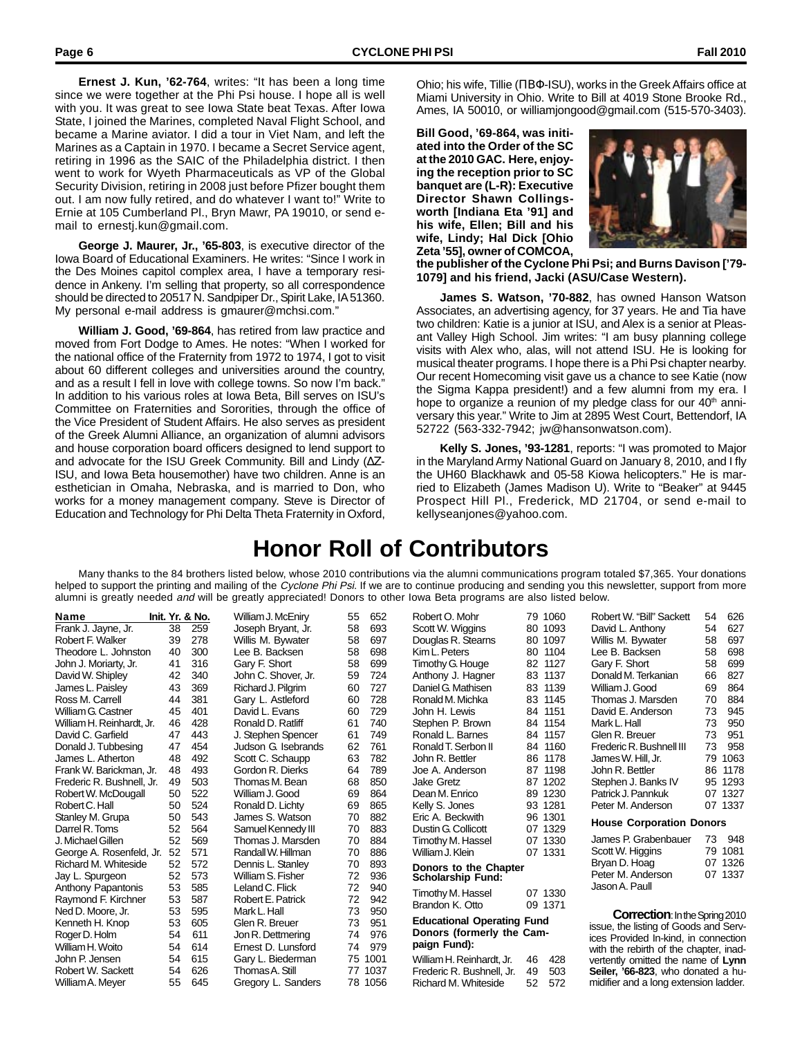**Ernest J. Kun, '62-764**, writes: "It has been a long time since we were together at the Phi Psi house. I hope all is well with you. It was great to see Iowa State beat Texas. After Iowa State, I joined the Marines, completed Naval Flight School, and became a Marine aviator. I did a tour in Viet Nam, and left the Marines as a Captain in 1970. I became a Secret Service agent, retiring in 1996 as the SAIC of the Philadelphia district. I then went to work for Wyeth Pharmaceuticals as VP of the Global Security Division, retiring in 2008 just before Pfizer bought them out. I am now fully retired, and do whatever I want to!" Write to Ernie at 105 Cumberland Pl., Bryn Mawr, PA 19010, or send e-mail to ernestj.kun@gmail.com.

**George J. Maurer, Jr., '65-803**, is executive director of the Iowa Board of Educational Examiners. He writes: "Since I work in the Des Moines capitol complex area, I have a temporary residence in Ankeny. I'm selling that property, so all correspondence should be directed to 20517 N. Sandpiper Dr., Spirit Lake, IA 51360. My personal e-mail address is gmaurer@mchsi.com."

**William J. Good, '69-864**, has retired from law practice and moved from Fort Dodge to Ames. He notes: "When I worked for the national office of the Fraternity from 1972 to 1974, I got to visit about 60 different colleges and universities around the country, and as a result I fell in love with college towns. So now I'm back." In addition to his various roles at Iowa Beta, Bill serves on ISU's Committee on Fraternities and Sororities, through the office of the Vice President of Student Affairs. He also serves as president of the Greek Alumni Alliance, an organization of alumni advisors and house corporation board officers designed to lend support to and advocate for the ISU Greek Community. Bill and Lindy (ΔZ-ISU, and Iowa Beta housemother) have two children. Anne is an esthetician in Omaha, Nebraska, and is married to Don, who works for a money management company. Steve is Director of Education and Technology for Phi Delta Theta Fraternity in Oxford, Ohio; his wife, Tillie (ΠBΦ-ISU), works in the Greek Affairs office at Miami University in Ohio. Write to Bill at 4019 Stone Brooke Rd., Ames, IA 50010, or williamjongood@gmail.com (515-570-3403).

**Bill Good, '69-864, was initiated into the Order of the SC at the 2010 GAC. Here, enjoying the reception prior to SC banquet are (L-R): Executive Director Shawn Collingsworth [Indiana Eta '91] and his wife, Ellen; Bill and his wife, Lindy; Hal Dick [Ohio Zeta '55], owner of COMCOA, the publisher of the Cyclone Phi Psi; and Burns Davison ['79-1079] and his friend, Jacki (ASU/Case Western).**

**James S. Watson, '70-882**, has owned Hanson Watson Associates, an advertising agency, for 37 years. He and Tia have two children: Katie is a junior at ISU, and Alex is a senior at Pleasant Valley High School. Jim writes: "I am busy planning college visits with Alex who, alas, will not attend ISU. He is looking for musical theater programs. I hope there is a Phi Psi chapter nearby. Our recent Homecoming visit gave us a chance to see Katie (now the Sigma Kappa president!) and a few alumni from my era. I hope to organize a reunion of my pledge class for our 40th anniversary this year." Write to Jim at 2895 West Court, Bettendorf, IA 52722 (563-332-7942; jw@hansonwatson.com).

**Kelly S. Jones, '93-1281**, reports: "I was promoted to Major in the Maryland Army National Guard on January 8, 2010, and I fly the UH60 Blackhawk and 05-58 Kiowa helicopters." He is married to Elizabeth (James Madison U). Write to "Beaker" at 9445 Prospect Hill Pl., Frederick, MD 21704, or send e-mail to kellyseanjones@yahoo.com.

# Honor Roll of Contributors

Many thanks to the 84 brothers listed below, whose 2010 contributions via the alumni communications program totaled $7,365. Your donations helped to support the printing and mailing of the *Cyclone Phi Psi*. If we are to continue producing and sending you this newsletter, support from more alumni is greatly needed *and* will be greatly appreciated! Donors to other Iowa Beta programs are also listed below.

| Name | Init. Yr. | No. |
|---|---|---|
| Frank J. Jayne, Jr. | 38 | 259 |
| Robert F. Walker | 39 | 278 |
| Theodore L. Johnston | 40 | 300 |
| John J. Moriarty, Jr. | 41 | 316 |
| David W. Shipley | 42 | 340 |
| James L. Paisley | 43 | 369 |
| Ross M. Carrell | 44 | 381 |
| William G. Castner | 45 | 401 |
| William H. Reinhardt, Jr. | 46 | 428 |
| David C. Garfield | 47 | 443 |
| Donald J. Tubbesing | 47 | 454 |
| James L. Atherton | 48 | 492 |
| Frank W. Barickman, Jr. | 48 | 493 |
| Frederic R. Bushnell, Jr. | 49 | 503 |
| Robert W. McDougall | 50 | 522 |
| Robert C. Hall | 50 | 524 |
| Stanley M. Grupa | 50 | 543 |
| Darrel R. Toms | 52 | 564 |
| J. Michael Gillen | 52 | 569 |
| George A. Rosenfeld, Jr. | 52 | 571 |
| Richard M. Whiteside | 52 | 572 |
| Jay L. Spurgeon | 52 | 573 |
| Anthony Papantonis | 53 | 585 |
| Raymond F. Kirchner | 53 | 587 |
| Ned D. Moore, Jr. | 53 | 595 |
| Kenneth H. Knop | 53 | 605 |
| Roger D. Holm | 54 | 611 |
| William H. Woito | 54 | 614 |
| John P. Jensen | 54 | 615 |
| Robert W. Sackett | 54 | 626 |
| William A. Meyer | 55 | 645 |
| William J. McEniry | 55 | 652 |
| Joseph Bryant, Jr. | 58 | 693 |
| Willis M. Bywater | 58 | 697 |
| Lee B. Backsen | 58 | 698 |
| Gary F. Short | 58 | 699 |
| John C. Shover, Jr. | 59 | 724 |
| Richard J. Pilgrim | 60 | 727 |
| Gary L. Astleford | 60 | 728 |
| David L. Evans | 60 | 729 |
| Ronald D. Ratliff | 61 | 740 |
| J. Stephen Spencer | 61 | 749 |
| Judson G. Isebrands | 62 | 761 |
| Scott C. Schaupp | 63 | 782 |
| Gordon R. Dierks | 64 | 789 |
| Thomas M. Bean | 68 | 850 |
| William J. Good | 69 | 864 |
| Ronald D. Lichty | 69 | 865 |
| James S. Watson | 70 | 882 |
| Samuel Kennedy III | 70 | 883 |
| Thomas J. Marsden | 70 | 884 |
| Randall W. Hillman | 70 | 886 |
| Dennis L. Stanley | 70 | 893 |
| William S. Fisher | 72 | 936 |
| Leland C. Flick | 72 | 940 |
| Robert E. Patrick | 72 | 942 |
| Mark L. Hall | 73 | 950 |
| Glen R. Breuer | 73 | 951 |
| Jon R. Dettmering | 74 | 976 |
| Ernest D. Lunsford | 74 | 979 |
| Gary L. Biederman | 75 | 1001 |
| Thomas A. Still | 77 | 1037 |
| Gregory L. Sanders | 78 | 1056 |
| Robert O. Mohr | 79 | 1060 |
| Scott W. Wiggins | 80 | 1093 |
| Douglas R. Stearns | 80 | 1097 |
| Kim L. Peters | 80 | 1104 |
| Timothy G. Houge | 82 | 1127 |
| Anthony J. Hagner | 83 | 1137 |
| Daniel G. Mathisen | 83 | 1139 |
| Ronald M. Michka | 83 | 1145 |
| John H. Lewis | 84 | 1151 |
| Stephen P. Brown | 84 | 1154 |
| Ronald L. Barnes | 84 | 1157 |
| Ronald T. Serbon II | 84 | 1160 |
| John R. Bettler | 86 | 1178 |
| Joe A. Anderson | 87 | 1198 |
| Jake Gretz | 87 | 1202 |
| Dean M. Enrico | 89 | 1230 |
| Kelly S. Jones | 93 | 1281 |
| Eric A. Beckwith | 96 | 1301 |
| Dustin G. Collicott | 07 | 1329 |
| Timothy M. Hassel | 07 | 1330 |
| William J. Klein | 07 | 1331 |

**Donors to the Chapter Scholarship Fund:**

| | | |
|---|---|---|
| Timothy M. Hassel | 07 | 1330 |
| Brandon K. Otto | 09 | 1371 |

**Educational Operating Fund Donors (formerly the Campaign Fund):**

| | | |
|---|---|---|
| William H. Reinhardt, Jr. | 46 | 428 |
| Frederic R. Bushnell, Jr. | 49 | 503 |
| Richard M. Whiteside | 52 | 572 |
| Robert W. "Bill" Sackett | 54 | 626 |
| David L. Anthony | 54 | 627 |
| Willis M. Bywater | 58 | 697 |
| Lee B. Backsen | 58 | 698 |
| Gary F. Short | 58 | 699 |
| Donald M. Terkanian | 66 | 827 |
| William J. Good | 69 | 864 |
| Thomas J. Marsden | 70 | 884 |
| David E. Anderson | 73 | 945 |
| Mark L. Hall | 73 | 950 |
| Glen R. Breuer | 73 | 951 |
| Frederic R. Bushnell III | 73 | 958 |
| James W. Hill, Jr. | 79 | 1063 |
| John R. Bettler | 86 | 1178 |
| Stephen J. Banks IV | 95 | 1293 |
| Patrick J. Pannkuk | 07 | 1327 |
| Peter M. Anderson | 07 | 1337 |

**House Corporation Donors**

| | | |
|---|---|---|
| James P. Grabenbauer | 73 | 948 |
| Scott W. Higgins | 79 | 1081 |
| Bryan D. Hoag | 07 | 1326 |
| Peter M. Anderson | 07 | 1337 |
| Jason A. Paull | | |

**Correction**: In the Spring 2010 issue, the listing of Goods and Services Provided In-kind, in connection with the rebirth of the chapter, inadvertently omitted the name of **Lynn Seiler, '66-823**, who donated a humidifier and a long extension ladder.